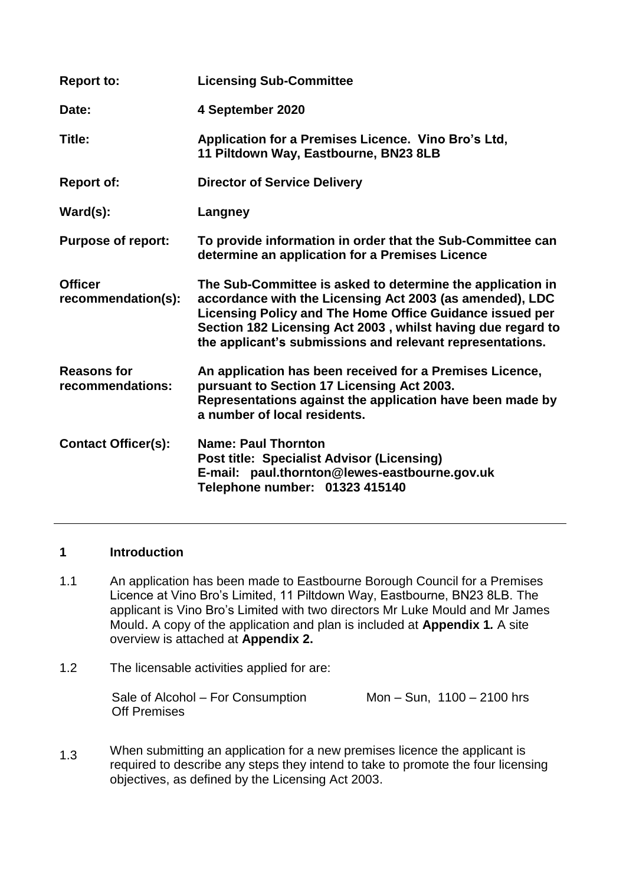| | |
|---|---|
| **Report to:** | **Licensing Sub-Committee** |
| **Date:** | **4 September 2020** |
| **Title:** | **Application for a Premises Licence. Vino Bro's Ltd, 11 Piltdown Way, Eastbourne, BN23 8LB** |
| **Report of:** | **Director of Service Delivery** |
| **Ward(s):** | **Langney** |
| **Purpose of report:** | **To provide information in order that the Sub-Committee can determine an application for a Premises Licence** |
| **Officer recommendation(s):** | **The Sub-Committee is asked to determine the application in accordance with the Licensing Act 2003 (as amended), LDC Licensing Policy and The Home Office Guidance issued per Section 182 Licensing Act 2003 , whilst having due regard to the applicant's submissions and relevant representations.** |
| **Reasons for recommendations:** | **An application has been received for a Premises Licence, pursuant to Section 17 Licensing Act 2003. Representations against the application have been made by a number of local residents.** |
| **Contact Officer(s):** | **Name: Paul Thornton**<br>**Post title: Specialist Advisor (Licensing)**<br>**E-mail: paul.thornton@lewes-eastbourne.gov.uk**<br>**Telephone number: 01323 415140** |

---

## 1 Introduction

1.1 An application has been made to Eastbourne Borough Council for a Premises Licence at Vino Bro's Limited, 11 Piltdown Way, Eastbourne, BN23 8LB. The applicant is Vino Bro's Limited with two directors Mr Luke Mould and Mr James Mould. A copy of the application and plan is included at **Appendix 1.** A site overview is attached at **Appendix 2.**

1.2 The licensable activities applied for are:

| | |
|---|---|
| Sale of Alcohol – For Consumption Off Premises | Mon – Sun, 1100 – 2100 hrs |

1.3 When submitting an application for a new premises licence the applicant is required to describe any steps they intend to take to promote the four licensing objectives, as defined by the Licensing Act 2003.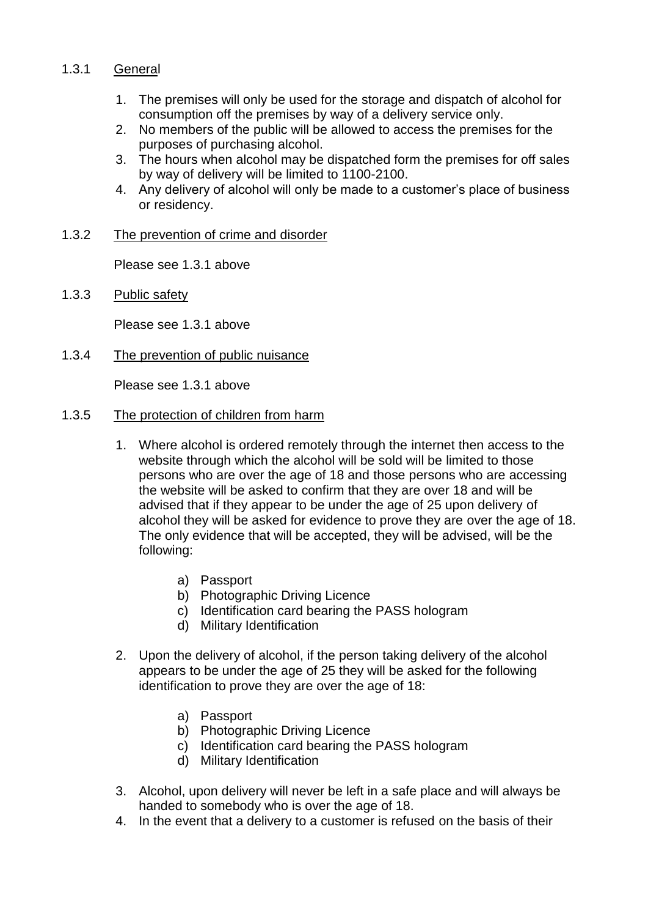1.3.1 General

1. The premises will only be used for the storage and dispatch of alcohol for consumption off the premises by way of a delivery service only.
2. No members of the public will be allowed to access the premises for the purposes of purchasing alcohol.
3. The hours when alcohol may be dispatched form the premises for off sales by way of delivery will be limited to 1100-2100.
4. Any delivery of alcohol will only be made to a customer's place of business or residency.

1.3.2 The prevention of crime and disorder

Please see 1.3.1 above

1.3.3 Public safety

Please see 1.3.1 above

1.3.4 The prevention of public nuisance

Please see 1.3.1 above

1.3.5 The protection of children from harm

1. Where alcohol is ordered remotely through the internet then access to the website through which the alcohol will be sold will be limited to those persons who are over the age of 18 and those persons who are accessing the website will be asked to confirm that they are over 18 and will be advised that if they appear to be under the age of 25 upon delivery of alcohol they will be asked for evidence to prove they are over the age of 18. The only evidence that will be accepted, they will be advised, will be the following:

    a) Passport
    b) Photographic Driving Licence
    c) Identification card bearing the PASS hologram
    d) Military Identification

2. Upon the delivery of alcohol, if the person taking delivery of the alcohol appears to be under the age of 25 they will be asked for the following identification to prove they are over the age of 18:

    a) Passport
    b) Photographic Driving Licence
    c) Identification card bearing the PASS hologram
    d) Military Identification

3. Alcohol, upon delivery will never be left in a safe place and will always be handed to somebody who is over the age of 18.
4. In the event that a delivery to a customer is refused on the basis of their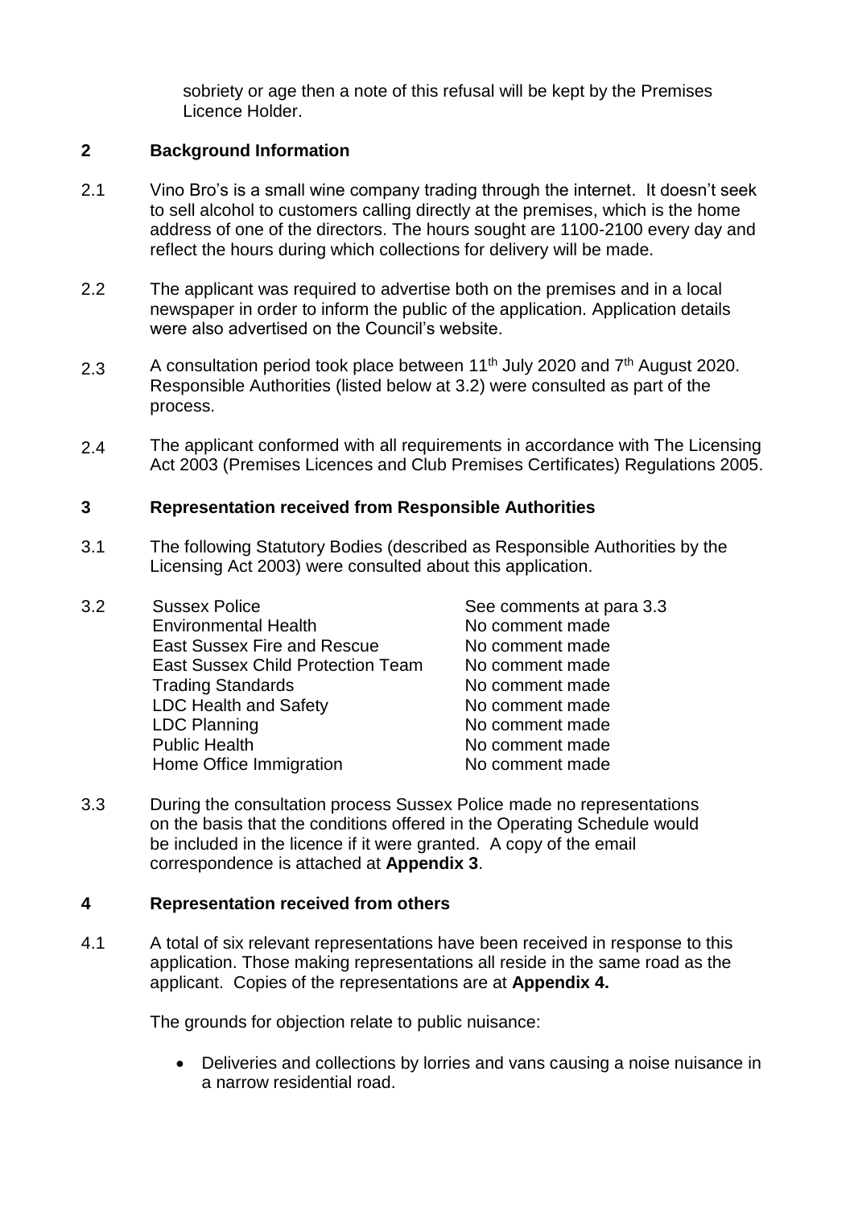sobriety or age then a note of this refusal will be kept by the Premises Licence Holder.

## 2 Background Information

2.1 Vino Bro's is a small wine company trading through the internet. It doesn't seek to sell alcohol to customers calling directly at the premises, which is the home address of one of the directors. The hours sought are 1100-2100 every day and reflect the hours during which collections for delivery will be made.

2.2 The applicant was required to advertise both on the premises and in a local newspaper in order to inform the public of the application. Application details were also advertised on the Council's website.

2.3 A consultation period took place between 11th July 2020 and 7th August 2020. Responsible Authorities (listed below at 3.2) were consulted as part of the process.

2.4 The applicant conformed with all requirements in accordance with The Licensing Act 2003 (Premises Licences and Club Premises Certificates) Regulations 2005.

## 3 Representation received from Responsible Authorities

3.1 The following Statutory Bodies (described as Responsible Authorities by the Licensing Act 2003) were consulted about this application.

3.2

| | |
|---|---|
| Sussex Police | See comments at para 3.3 |
| Environmental Health | No comment made |
| East Sussex Fire and Rescue | No comment made |
| East Sussex Child Protection Team | No comment made |
| Trading Standards | No comment made |
| LDC Health and Safety | No comment made |
| LDC Planning | No comment made |
| Public Health | No comment made |
| Home Office Immigration | No comment made |

3.3 During the consultation process Sussex Police made no representations on the basis that the conditions offered in the Operating Schedule would be included in the licence if it were granted. A copy of the email correspondence is attached at **Appendix 3**.

## 4 Representation received from others

4.1 A total of six relevant representations have been received in response to this application. Those making representations all reside in the same road as the applicant. Copies of the representations are at **Appendix 4.**

The grounds for objection relate to public nuisance:

- Deliveries and collections by lorries and vans causing a noise nuisance in a narrow residential road.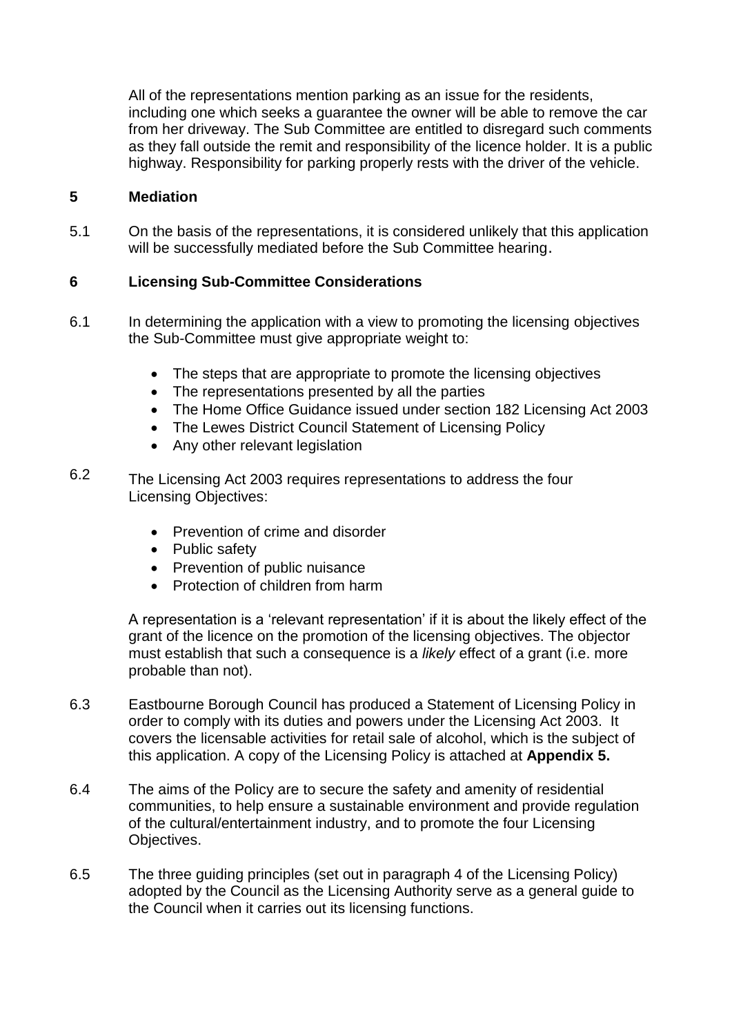All of the representations mention parking as an issue for the residents, including one which seeks a guarantee the owner will be able to remove the car from her driveway. The Sub Committee are entitled to disregard such comments as they fall outside the remit and responsibility of the licence holder. It is a public highway. Responsibility for parking properly rests with the driver of the vehicle.

## 5 Mediation

5.1 On the basis of the representations, it is considered unlikely that this application will be successfully mediated before the Sub Committee hearing.

## 6 Licensing Sub-Committee Considerations

6.1 In determining the application with a view to promoting the licensing objectives the Sub-Committee must give appropriate weight to:

- The steps that are appropriate to promote the licensing objectives
- The representations presented by all the parties
- The Home Office Guidance issued under section 182 Licensing Act 2003
- The Lewes District Council Statement of Licensing Policy
- Any other relevant legislation

6.2 The Licensing Act 2003 requires representations to address the four Licensing Objectives:

- Prevention of crime and disorder
- Public safety
- Prevention of public nuisance
- Protection of children from harm

A representation is a 'relevant representation' if it is about the likely effect of the grant of the licence on the promotion of the licensing objectives. The objector must establish that such a consequence is a *likely* effect of a grant (i.e. more probable than not).

6.3 Eastbourne Borough Council has produced a Statement of Licensing Policy in order to comply with its duties and powers under the Licensing Act 2003. It covers the licensable activities for retail sale of alcohol, which is the subject of this application. A copy of the Licensing Policy is attached at **Appendix 5.**

6.4 The aims of the Policy are to secure the safety and amenity of residential communities, to help ensure a sustainable environment and provide regulation of the cultural/entertainment industry, and to promote the four Licensing Objectives.

6.5 The three guiding principles (set out in paragraph 4 of the Licensing Policy) adopted by the Council as the Licensing Authority serve as a general guide to the Council when it carries out its licensing functions.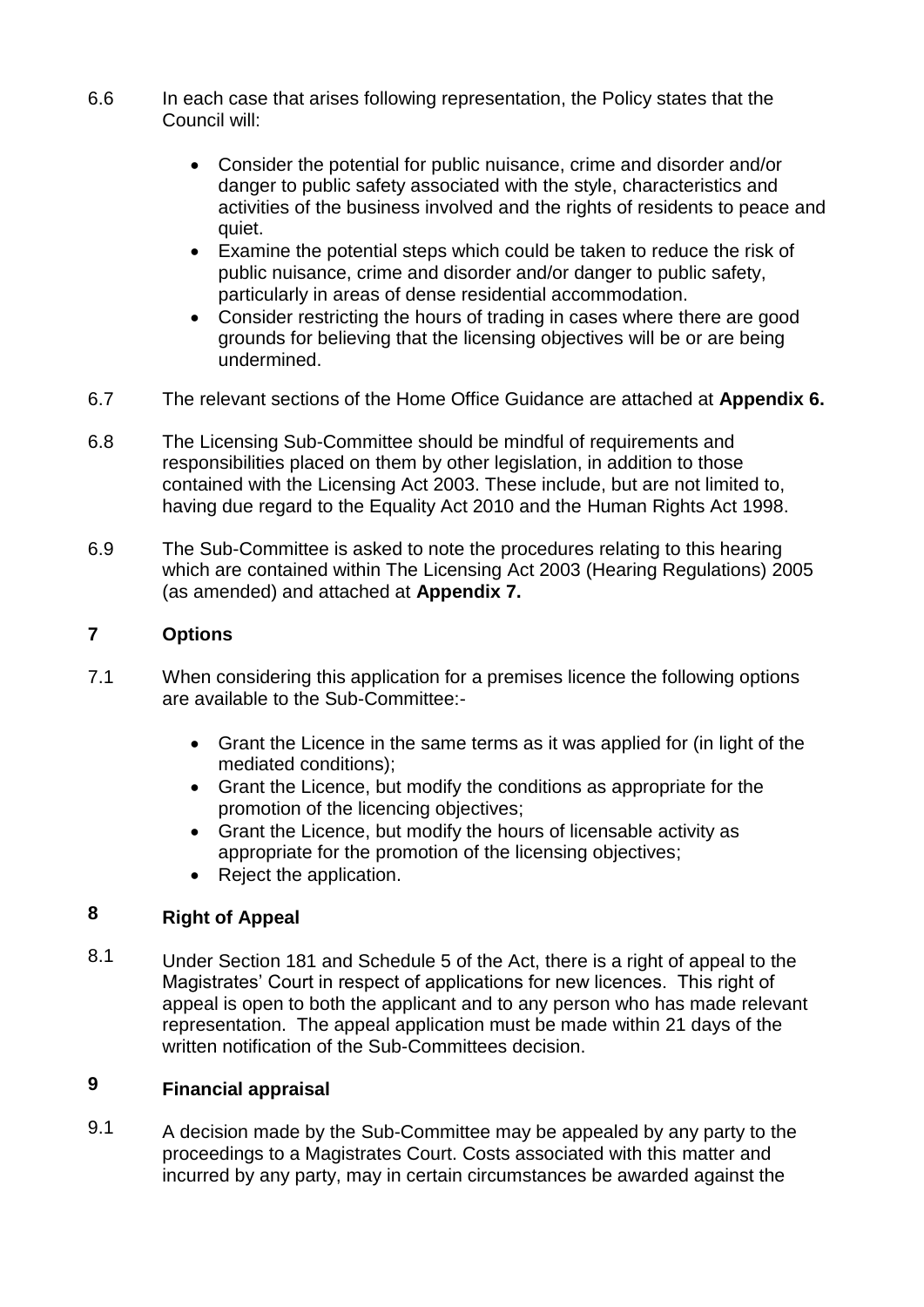6.6 In each case that arises following representation, the Policy states that the Council will:

- Consider the potential for public nuisance, crime and disorder and/or danger to public safety associated with the style, characteristics and activities of the business involved and the rights of residents to peace and quiet.
- Examine the potential steps which could be taken to reduce the risk of public nuisance, crime and disorder and/or danger to public safety, particularly in areas of dense residential accommodation.
- Consider restricting the hours of trading in cases where there are good grounds for believing that the licensing objectives will be or are being undermined.

6.7 The relevant sections of the Home Office Guidance are attached at **Appendix 6.**

6.8 The Licensing Sub-Committee should be mindful of requirements and responsibilities placed on them by other legislation, in addition to those contained with the Licensing Act 2003. These include, but are not limited to, having due regard to the Equality Act 2010 and the Human Rights Act 1998.

6.9 The Sub-Committee is asked to note the procedures relating to this hearing which are contained within The Licensing Act 2003 (Hearing Regulations) 2005 (as amended) and attached at **Appendix 7.**

## 7 Options

7.1 When considering this application for a premises licence the following options are available to the Sub-Committee:-

- Grant the Licence in the same terms as it was applied for (in light of the mediated conditions);
- Grant the Licence, but modify the conditions as appropriate for the promotion of the licencing objectives;
- Grant the Licence, but modify the hours of licensable activity as appropriate for the promotion of the licensing objectives;
- Reject the application.

## 8 Right of Appeal

8.1 Under Section 181 and Schedule 5 of the Act, there is a right of appeal to the Magistrates' Court in respect of applications for new licences. This right of appeal is open to both the applicant and to any person who has made relevant representation. The appeal application must be made within 21 days of the written notification of the Sub-Committees decision.

## 9 Financial appraisal

9.1 A decision made by the Sub-Committee may be appealed by any party to the proceedings to a Magistrates Court. Costs associated with this matter and incurred by any party, may in certain circumstances be awarded against the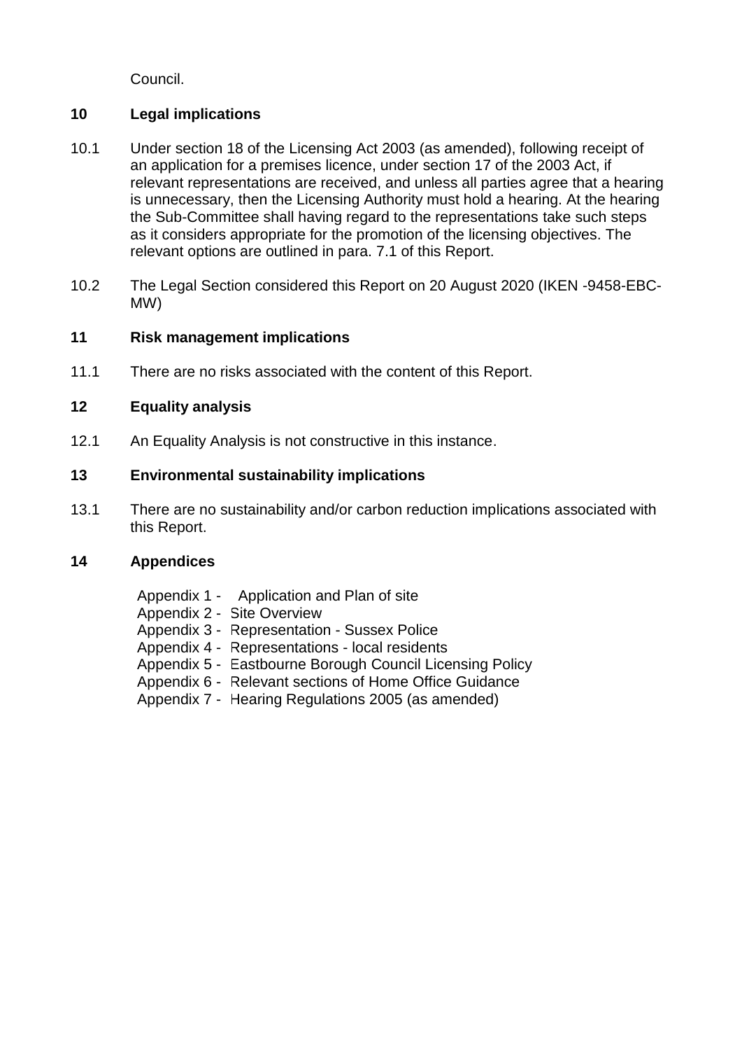Council.

## 10 Legal implications

10.1 Under section 18 of the Licensing Act 2003 (as amended), following receipt of an application for a premises licence, under section 17 of the 2003 Act, if relevant representations are received, and unless all parties agree that a hearing is unnecessary, then the Licensing Authority must hold a hearing. At the hearing the Sub-Committee shall having regard to the representations take such steps as it considers appropriate for the promotion of the licensing objectives. The relevant options are outlined in para. 7.1 of this Report.

10.2 The Legal Section considered this Report on 20 August 2020 (IKEN -9458-EBC-MW)

## 11 Risk management implications

11.1 There are no risks associated with the content of this Report.

## 12 Equality analysis

12.1 An Equality Analysis is not constructive in this instance.

## 13 Environmental sustainability implications

13.1 There are no sustainability and/or carbon reduction implications associated with this Report.

## 14 Appendices

Appendix 1 - Application and Plan of site
Appendix 2 - Site Overview
Appendix 3 - Representation - Sussex Police
Appendix 4 - Representations - local residents
Appendix 5 - Eastbourne Borough Council Licensing Policy
Appendix 6 - Relevant sections of Home Office Guidance
Appendix 7 - Hearing Regulations 2005 (as amended)